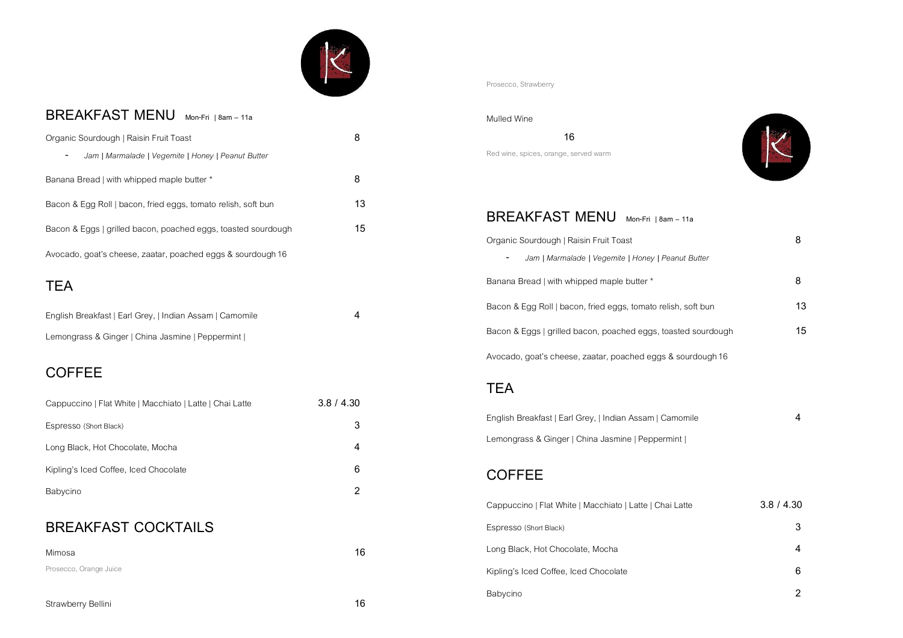## BREAKFAST MENU Mon-Fri | 8am – 11a

| | |
|---|---|
| Organic Sourdough \| Raisin Fruit Toast | 8 |
| - *Jam \| Marmalade \| Vegemite \| Honey \| Peanut Butter* | |
| Banana Bread \| with whipped maple butter * | 8 |
| Bacon & Egg Roll \| bacon, fried eggs, tomato relish, soft bun | 13 |
| Bacon & Eggs \| grilled bacon, poached eggs, toasted sourdough | 15 |
| Avocado, goat's cheese, zaatar, poached eggs & sourdough 16 | |

## TEA

| | |
|---|---|
| English Breakfast \| Earl Grey, \| Indian Assam \| Camomile | 4 |
| Lemongrass & Ginger \| China Jasmine \| Peppermint \| | |

## COFFEE

| | |
|---|---|
| Cappuccino \| Flat White \| Macchiato \| Latte \| Chai Latte | 3.8 / 4.30 |
| Espresso (Short Black) | 3 |
| Long Black, Hot Chocolate, Mocha | 4 |
| Kipling's Iced Coffee, Iced Chocolate | 6 |
| Babycino | 2 |

## BREAKFAST COCKTAILS

Mimosa 16

Prosecco, Orange Juice

Strawberry Bellini 16

Prosecco, Strawberry

Mulled Wine

16

Red wine, spices, orange, served warm

## BREAKFAST MENU Mon-Fri | 8am – 11a

| | |
|---|---|
| Organic Sourdough \| Raisin Fruit Toast | 8 |
| - *Jam \| Marmalade \| Vegemite \| Honey \| Peanut Butter* | |
| Banana Bread \| with whipped maple butter * | 8 |
| Bacon & Egg Roll \| bacon, fried eggs, tomato relish, soft bun | 13 |
| Bacon & Eggs \| grilled bacon, poached eggs, toasted sourdough | 15 |
| Avocado, goat's cheese, zaatar, poached eggs & sourdough 16 | |

## TEA

| | |
|---|---|
| English Breakfast \| Earl Grey, \| Indian Assam \| Camomile | 4 |
| Lemongrass & Ginger \| China Jasmine \| Peppermint \| | |

## COFFEE

| | |
|---|---|
| Cappuccino \| Flat White \| Macchiato \| Latte \| Chai Latte | 3.8 / 4.30 |
| Espresso (Short Black) | 3 |
| Long Black, Hot Chocolate, Mocha | 4 |
| Kipling's Iced Coffee, Iced Chocolate | 6 |
| Babycino | 2 |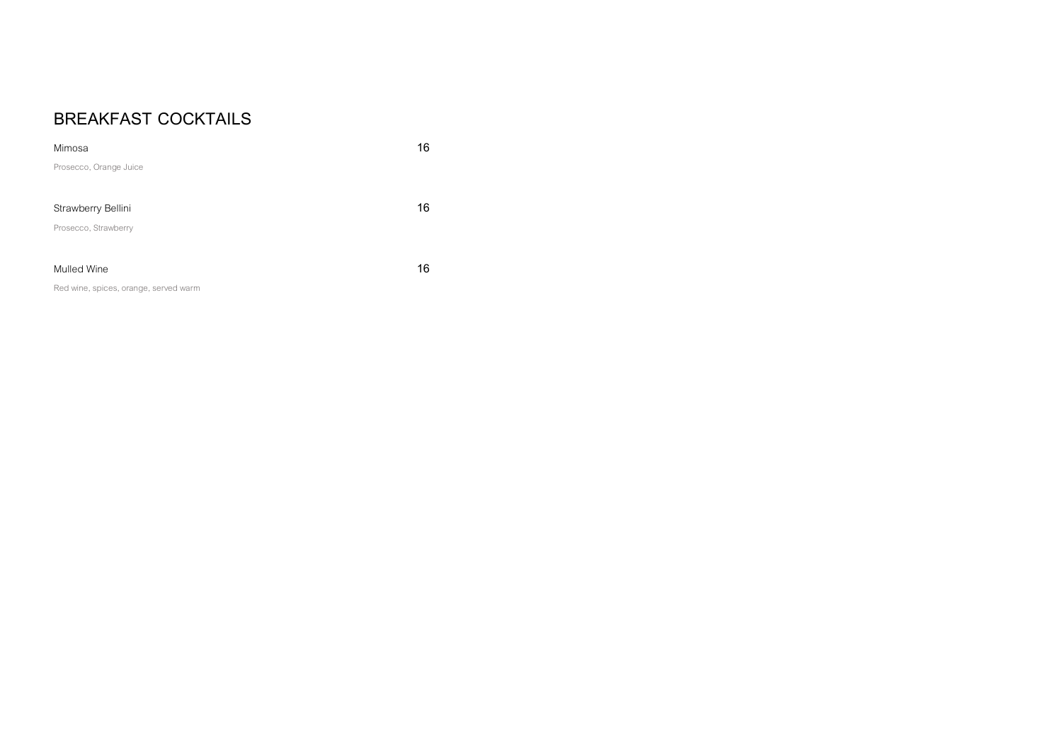# BREAKFAST COCKTAILS

Mimosa 16

Prosecco, Orange Juice

Strawberry Bellini 16

Prosecco, Strawberry

Mulled Wine 16

Red wine, spices, orange, served warm